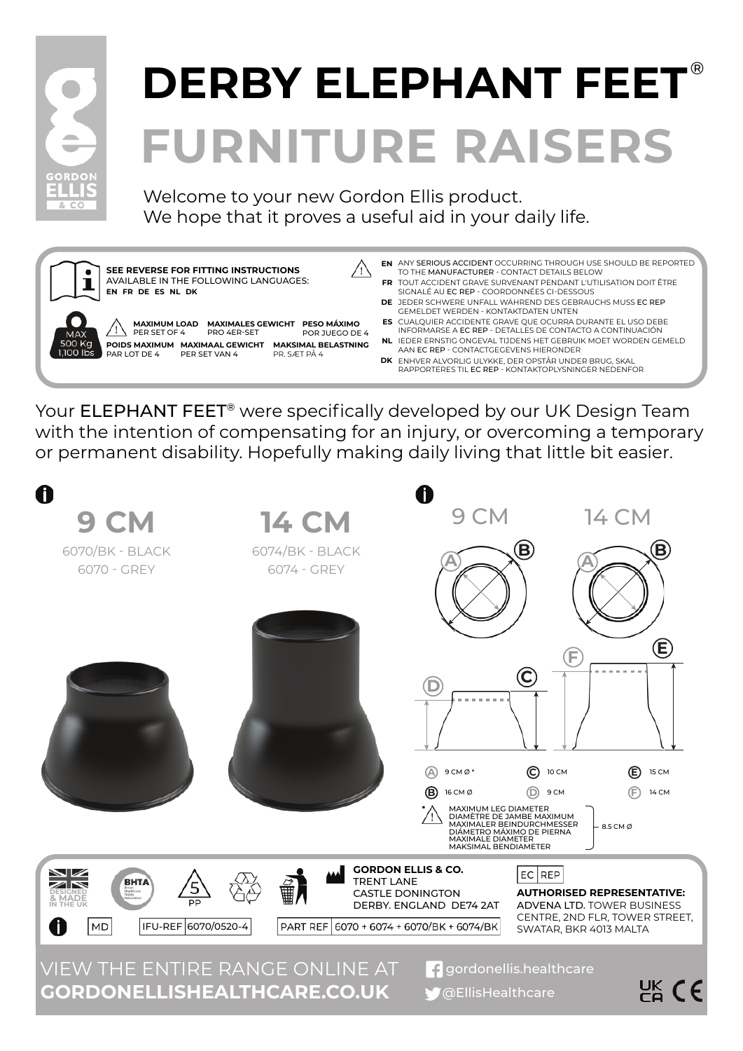# DERBY ELEPHANT FEET®

# FURNITURE RAISERS

GORDON ELLIS & CO

Welcome to your new Gordon Ellis product.
We hope that it proves a useful aid in your daily life.

**SEE REVERSE FOR FITTING INSTRUCTIONS**
AVAILABLE IN THE FOLLOWING LANGUAGES:
**EN FR DE ES NL DK**

MAX 500 Kg 1,100 lbs

| **MAXIMUM LOAD** PER SET OF 4 | **MAXIMALES GEWICHT** PRO 4ER-SET | **PESO MÁXIMO** POR JUEGO DE 4 |
|---|---|---|
| **POIDS MAXIMUM** PAR LOT DE 4 | **MAXIMAAL GEWICHT** PER SET VAN 4 | **MAKSIMAL BELASTNING** PR. SÆT PÅ 4 |

**EN** ANY **SERIOUS ACCIDENT** OCCURRING THROUGH USE SHOULD BE REPORTED TO THE **MANUFACTURER** - CONTACT DETAILS BELOW
**FR** TOUT ACCIDENT GRAVE SURVENANT PENDANT L'UTILISATION DOIT ÊTRE SIGNALÉ AU **EC REP** - COORDONNÉES CI-DESSOUS
**DE** JEDER SCHWERE UNFALL WÄHREND DES GEBRAUCHS MUSS **EC REP** GEMELDET WERDEN - KONTAKTDATEN UNTEN
**ES** CUALQUIER ACCIDENTE GRAVE QUE OCURRA DURANTE EL USO DEBE INFORMARSE A **EC REP** - DETALLES DE CONTACTO A CONTINUACIÓN
**NL** IEDER ERNSTIG ONGEVAL TIJDENS HET GEBRUIK MOET WORDEN GEMELD AAN **EC REP** - CONTACTGEGEVENS HIERONDER
**DK** ENHVER ALVORLIG ULYKKE, DER OPSTÅR UNDER BRUG, SKAL RAPPORTERES TIL **EC REP** - KONTAKTOPLYSNINGER NEDENFOR

Your ELEPHANT FEET® were specifically developed by our UK Design Team with the intention of compensating for an injury, or overcoming a temporary or permanent disability. Hopefully making daily living that little bit easier.

## 9 CM

6070/BK - BLACK
6070 - GREY

## 14 CM

6074/BK - BLACK
6074 - GREY

9 CM | 14 CM

| | | | | | |
|---|---|---|---|---|---|
| A | 9 CM Ø * | C | 10 CM | E | 15 CM |
| B | 16 CM Ø | D | 9 CM | F | 14 CM |

\* MAXIMUM LEG DIAMETER / DIAMÈTRE DE JAMBE MAXIMUM / MAXIMALER BEINDURCHMESSER / DIÁMETRO MÁXIMO DE PIERNA / MAXIMALE DIAMETER / MAKSIMAL BENDIAMETER - 8.5 CM Ø

DESIGNED & MADE IN THE UK — BHTA British Healthcare Trades Association — 5 PP

MD | IFU-REF 6070/0520-4 | PART REF 6070 + 6074 + 6070/BK + 6074/BK

**GORDON ELLIS & CO.**
TRENT LANE
CASTLE DONINGTON
DERBY. ENGLAND DE74 2AT

EC REP
**AUTHORISED REPRESENTATIVE:**
**ADVENA LTD.** TOWER BUSINESS CENTRE, 2ND FLR, TOWER STREET, SWATAR, BKR 4013 MALTA

VIEW THE ENTIRE RANGE ONLINE AT
**GORDONELLISHEALTHCARE.CO.UK**

gordonellis.healthcare
@EllisHealthcare

UK CA CE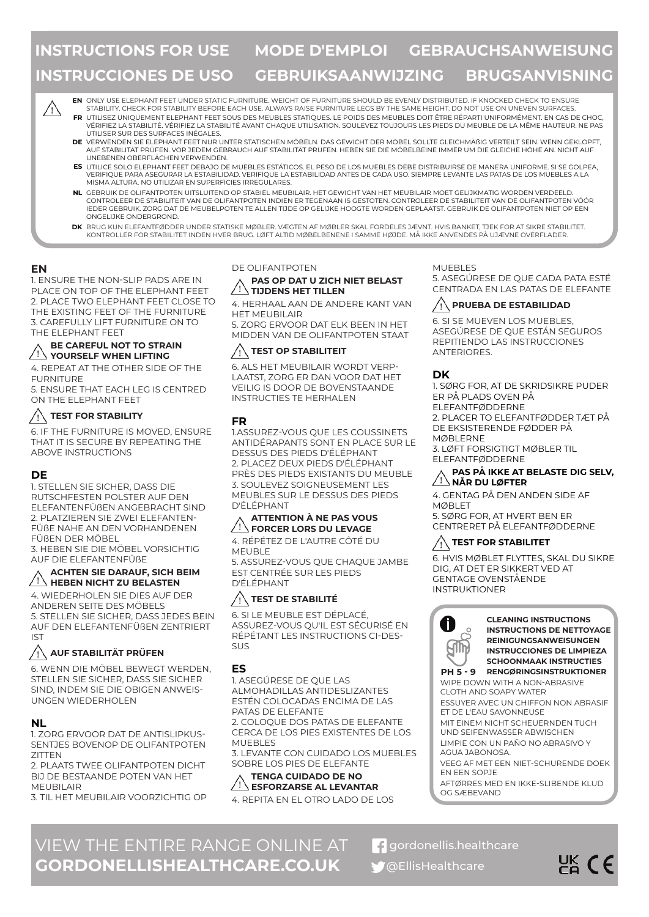# INSTRUCTIONS FOR USE MODE D'EMPLOI GEBRAUCHSANWEISUNG INSTRUCCIONES DE USO GEBRUIKSAANWIJZING BRUGSANVISNING

⚠

**EN** ONLY USE ELEPHANT FEET UNDER STATIC FURNITURE. WEIGHT OF FURNITURE SHOULD BE EVENLY DISTRIBUTED. IF KNOCKED CHECK TO ENSURE STABILITY. CHECK FOR STABILITY BEFORE EACH USE. ALWAYS RAISE FURNITURE LEGS BY THE SAME HEIGHT. DO NOT USE ON UNEVEN SURFACES.

**FR** UTILISEZ UNIQUEMENT ELEPHANT FEET SOUS DES MEUBLES STATIQUES. LE POIDS DES MEUBLES DOIT ÊTRE RÉPARTI UNIFORMÉMENT. EN CAS DE CHOC, VÉRIFIEZ LA STABILITÉ. VÉRIFIEZ LA STABILITÉ AVANT CHAQUE UTILISATION. SOULEVEZ TOUJOURS LES PIEDS DU MEUBLE DE LA MÊME HAUTEUR. NE PAS UTILISER SUR DES SURFACES INÉGALES.

**DE** VERWENDEN SIE ELEPHANT FEET NUR UNTER STATISCHEN MÖBELN. DAS GEWICHT DER MÖBEL SOLLTE GLEICHMÄßIG VERTEILT SEIN. WENN GEKLOPFT, AUF STABILITÄT PRÜFEN. VOR JEDEM GEBRAUCH AUF STABILITÄT PRÜFEN. HEBEN SIE DIE MÖBELBEINE IMMER UM DIE GLEICHE HÖHE AN. NICHT AUF UNEBENEN OBERFLÄCHEN VERWENDEN.

**ES** UTILICE SOLO ELEPHANT FEET DEBAJO DE MUEBLES ESTÁTICOS. EL PESO DE LOS MUEBLES DEBE DISTRIBUIRSE DE MANERA UNIFORME. SI SE GOLPEA, VERIFIQUE PARA ASEGURAR LA ESTABILIDAD. VERIFIQUE LA ESTABILIDAD ANTES DE CADA USO. SIEMPRE LEVANTE LAS PATAS DE LOS MUEBLES A LA MISMA ALTURA. NO UTILIZAR EN SUPERFICIES IRREGULARES.

**NL** GEBRUIK DE OLIFANTPOTEN UITSLUITEND OP STABIEL MEUBILAIR. HET GEWICHT VAN HET MEUBILAIR MOET GELIJKMATIG WORDEN VERDEELD. CONTROLEER DE STABILITEIT VAN DE OLIFANTPOTEN INDIEN ER TEGENAAN IS GESTOTEN. CONTROLEER DE STABILITEIT VAN DE OLIFANTPOTEN VÓÓR IEDER GEBRUIK. ZORG DAT DE MEUBELPOTEN TE ALLEN TIJDE OP GELIJKE HOOGTE WORDEN GEPLAATST. GEBRUIK DE OLIFANTPOTEN NIET OP EEN ONGELIJKE ONDERGROND.

**DK** BRUG KUN ELEFANTFØDDER UNDER STATISKE MØBLER. VÆGTEN AF MØBLER SKAL FORDELES JÆVNT. HVIS BANKET, TJEK FOR AT SIKRE STABILITET. KONTROLLER FOR STABILITET INDEN HVER BRUG. LØFT ALTID MØBELBENENE I SAMME HØJDE. MÅ IKKE ANVENDES PÅ UJÆVNE OVERFLADER.

## EN

1. ENSURE THE NON-SLIP PADS ARE IN PLACE ON TOP OF THE ELEPHANT FEET
2. PLACE TWO ELEPHANT FEET CLOSE TO THE EXISTING FEET OF THE FURNITURE
3. CAREFULLY LIFT FURNITURE ON TO THE ELEPHANT FEET

⚠ **BE CAREFUL NOT TO STRAIN YOURSELF WHEN LIFTING**

4. REPEAT AT THE OTHER SIDE OF THE FURNITURE
5. ENSURE THAT EACH LEG IS CENTRED ON THE ELEPHANT FEET

⚠ **TEST FOR STABILITY**

6. IF THE FURNITURE IS MOVED, ENSURE THAT IT IS SECURE BY REPEATING THE ABOVE INSTRUCTIONS

## DE

1. STELLEN SIE SICHER, DASS DIE RUTSCHFESTEN POLSTER AUF DEN ELEFANTENFÜßEN ANGEBRACHT SIND
2. PLATZIEREN SIE ZWEI ELEFANTENFÜßE NAHE AN DEN VORHANDENEN FÜßEN DER MÖBEL
3. HEBEN SIE DIE MÖBEL VORSICHTIG AUF DIE ELEFANTENFÜßE

⚠ **ACHTEN SIE DARAUF, SICH BEIM HEBEN NICHT ZU BELASTEN**

4. WIEDERHOLEN SIE DIES AUF DER ANDEREN SEITE DES MÖBELS
5. STELLEN SIE SICHER, DASS JEDES BEIN AUF DEN ELEFANTENFÜßEN ZENTRIERT IST

⚠ **AUF STABILITÄT PRÜFEN**

6. WENN DIE MÖBEL BEWEGT WERDEN, STELLEN SIE SICHER, DASS SIE SICHER SIND, INDEM SIE DIE OBIGEN ANWEISUNGEN WIEDERHOLEN

## NL

1. ZORG ERVOOR DAT DE ANTISLIPKUSSENTJES BOVENOP DE OLIFANTPOTEN ZITTEN
2. PLAATS TWEE OLIFANTPOTEN DICHT BIJ DE BESTAANDE POTEN VAN HET MEUBILAIR
3. TIL HET MEUBILAIR VOORZICHTIG OP DE OLIFANTPOTEN

⚠ **PAS OP DAT U ZICH NIET BELAST TIJDENS HET TILLEN**

4. HERHAAL AAN DE ANDERE KANT VAN HET MEUBILAIR
5. ZORG ERVOOR DAT ELK BEEN IN HET MIDDEN VAN DE OLIFANTPOTEN STAAT

⚠ **TEST OP STABILITEIT**

6. ALS HET MEUBILAIR WORDT VERPLAATST, ZORG ER DAN VOOR DAT HET VEILIG IS DOOR DE BOVENSTAANDE INSTRUCTIES TE HERHALEN

## FR

1. ASSUREZ-VOUS QUE LES COUSSINETS ANTIDÉRAPANTS SONT EN PLACE SUR LE DESSUS DES PIEDS D'ÉLÉPHANT
2. PLACEZ DEUX PIEDS D'ÉLÉPHANT PRÈS DES PIEDS EXISTANTS DU MEUBLE
3. SOULEVEZ SOIGNEUSEMENT LES MEUBLES SUR LE DESSUS DES PIEDS D'ÉLÉPHANT

⚠ **ATTENTION À NE PAS VOUS FORCER LORS DU LEVAGE**

4. RÉPÉTEZ DE L'AUTRE CÔTÉ DU MEUBLE
5. ASSUREZ-VOUS QUE CHAQUE JAMBE EST CENTRÉE SUR LES PIEDS D'ÉLÉPHANT

⚠ **TEST DE STABILITÉ**

6. SI LE MEUBLE EST DÉPLACÉ, ASSUREZ-VOUS QU'IL EST SÉCURISÉ EN RÉPÉTANT LES INSTRUCTIONS CI-DESSUS

## ES

1. ASEGÚRESE DE QUE LAS ALMOHADILLAS ANTIDESLIZANTES ESTÉN COLOCADAS ENCIMA DE LAS PATAS DE ELEFANTE
2. COLOQUE DOS PATAS DE ELEFANTE CERCA DE LOS PIES EXISTENTES DE LOS MUEBLES
3. LEVANTE CON CUIDADO LOS MUEBLES SOBRE LOS PIES DE ELEFANTE

⚠ **TENGA CUIDADO DE NO ESFORZARSE AL LEVANTAR**

4. REPITA EN EL OTRO LADO DE LOS MUEBLES
5. ASEGÚRESE DE QUE CADA PATA ESTÉ CENTRADA EN LAS PATAS DE ELEFANTE

⚠ **PRUEBA DE ESTABILIDAD**

6. SI SE MUEVEN LOS MUEBLES, ASEGÚRESE DE QUE ESTÁN SEGUROS REPITIENDO LAS INSTRUCCIONES ANTERIORES.

## DK

1. SØRG FOR, AT DE SKRIDSIKRE PUDER ER PÅ PLADS OVEN PÅ ELEFANTFØDDERNE
2. PLACER TO ELEFANTFØDDER TÆT PÅ DE EKSISTERENDE FØDDER PÅ MØBLERNE
3. LØFT FORSIGTIGT MØBLER TIL ELEFANTFØDDERNE

⚠ **PAS PÅ IKKE AT BELASTE DIG SELV, NÅR DU LØFTER**

4. GENTAG PÅ DEN ANDEN SIDE AF MØBLET
5. SØRG FOR, AT HVERT BEN ER CENTRERET PÅ ELEFANTFØDDERNE

⚠ **TEST FOR STABILITET**

6. HVIS MØBLET FLYTTES, SKAL DU SIKRE DIG, AT DET ER SIKKERT VED AT GENTAGE OVENSTÅENDE INSTRUKTIONER

**CLEANING INSTRUCTIONS**
**INSTRUCTIONS DE NETTOYAGE**
**REINIGUNGSANWEISUNGEN**
**INSTRUCCIONES DE LIMPIEZA**
**SCHOONMAAK INSTRUCTIES**
**RENGØRINGSINSTRUKTIONER**

**PH 5 - 9**

WIPE DOWN WITH A NON-ABRASIVE CLOTH AND SOAPY WATER

ESSUYER AVEC UN CHIFFON NON ABRASIF ET DE L'EAU SAVONNEUSE

MIT EINEM NICHT SCHEUERNDEN TUCH UND SEIFENWASSER ABWISCHEN

LIMPIE CON UN PAÑO NO ABRASIVO Y AGUA JABONOSA.

VEEG AF MET EEN NIET-SCHURENDE DOEK EN EEN SOPJE

AFTØRRES MED EN IKKE-SLIBENDE KLUD OG SÆBEVAND

VIEW THE ENTIRE RANGE ONLINE AT
**GORDONELLISHEALTHCARE.CO.UK**

gordonellis.healthcare
@EllisHealthcare

UKCA CE